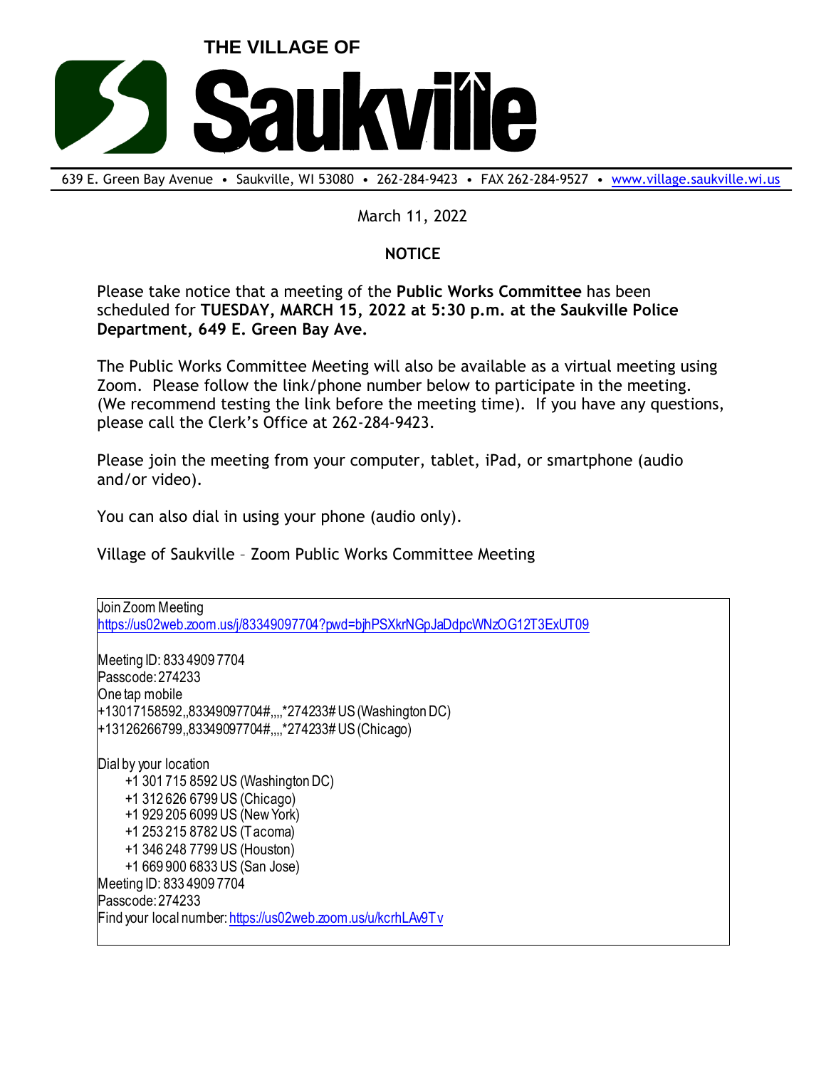# THE VILLAGE OF Saukville

639 E. Green Bay Avenue • Saukville, WI 53080 • 262-284-9423 • FAX 262-284-9527 • www.village.saukville.wi.us

March 11, 2022

**NOTICE**

Please take notice that a meeting of the **Public Works Committee** has been scheduled for **TUESDAY, MARCH 15, 2022 at 5:30 p.m. at the Saukville Police Department, 649 E. Green Bay Ave.**

The Public Works Committee Meeting will also be available as a virtual meeting using Zoom. Please follow the link/phone number below to participate in the meeting. (We recommend testing the link before the meeting time). If you have any questions, please call the Clerk's Office at 262-284-9423.

Please join the meeting from your computer, tablet, iPad, or smartphone (audio and/or video).

You can also dial in using your phone (audio only).

Village of Saukville – Zoom Public Works Committee Meeting

Join Zoom Meeting
https://us02web.zoom.us/j/83349097704?pwd=bjhPSXkrNGpJaDdpcWNzOG12T3ExUT09

Meeting ID: 833 4909 7704
Passcode: 274233
One tap mobile
+13017158592,,83349097704#,,,,*274233# US (Washington DC)
+13126266799,,83349097704#,,,,*274233# US (Chicago)

Dial by your location
- +1 301 715 8592 US (Washington DC)
- +1 312 626 6799 US (Chicago)
- +1 929 205 6099 US (New York)
- +1 253 215 8782 US (Tacoma)
- +1 346 248 7799 US (Houston)
- +1 669 900 6833 US (San Jose)

Meeting ID: 833 4909 7704
Passcode: 274233
Find your local number: https://us02web.zoom.us/u/kcrhLAv9Tv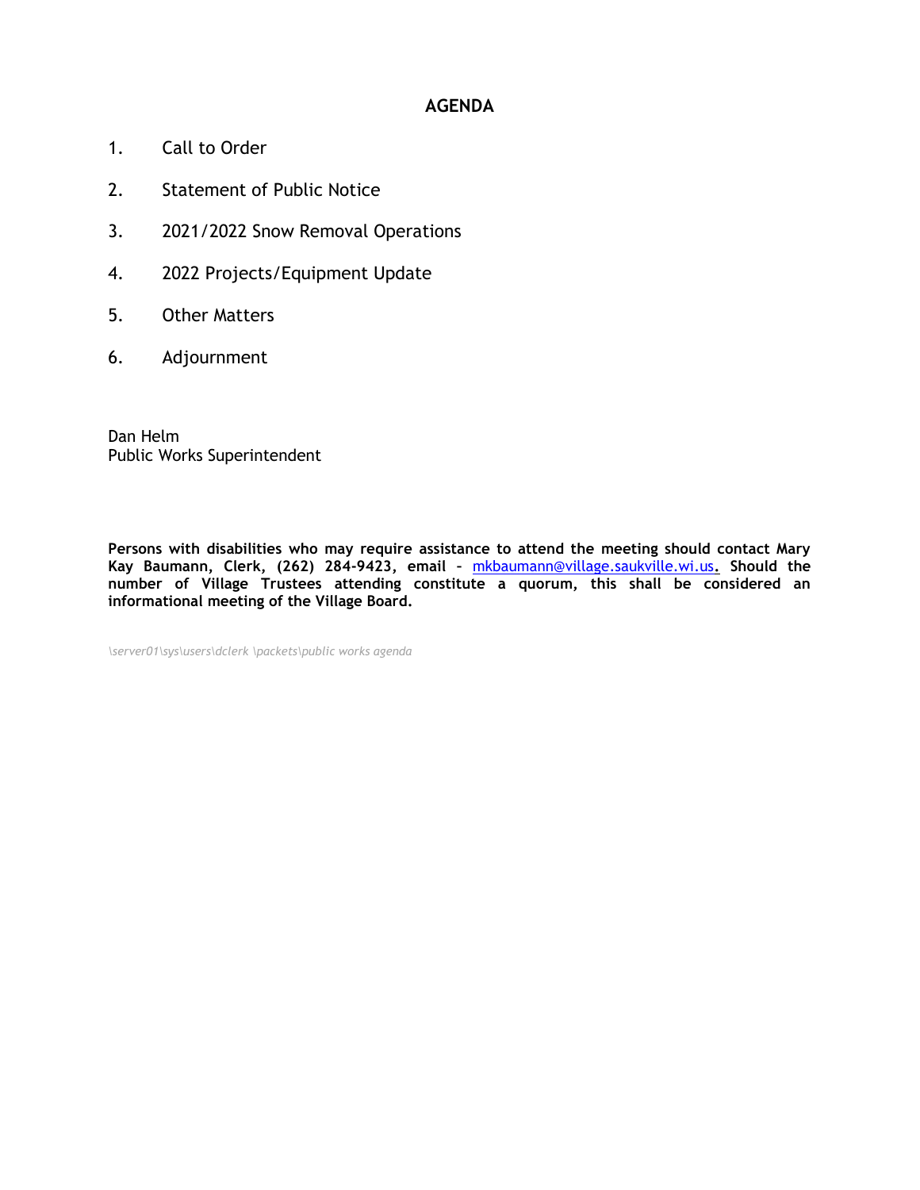## AGENDA

1. Call to Order
2. Statement of Public Notice
3. 2021/2022 Snow Removal Operations
4. 2022 Projects/Equipment Update
5. Other Matters
6. Adjournment

Dan Helm
Public Works Superintendent

**Persons with disabilities who may require assistance to attend the meeting should contact Mary Kay Baumann, Clerk, (262) 284-9423, email – mkbaumann@village.saukville.wi.us. Should the number of Village Trustees attending constitute a quorum, this shall be considered an informational meeting of the Village Board.**

*\server01\sys\users\dclerk \packets\public works agenda*